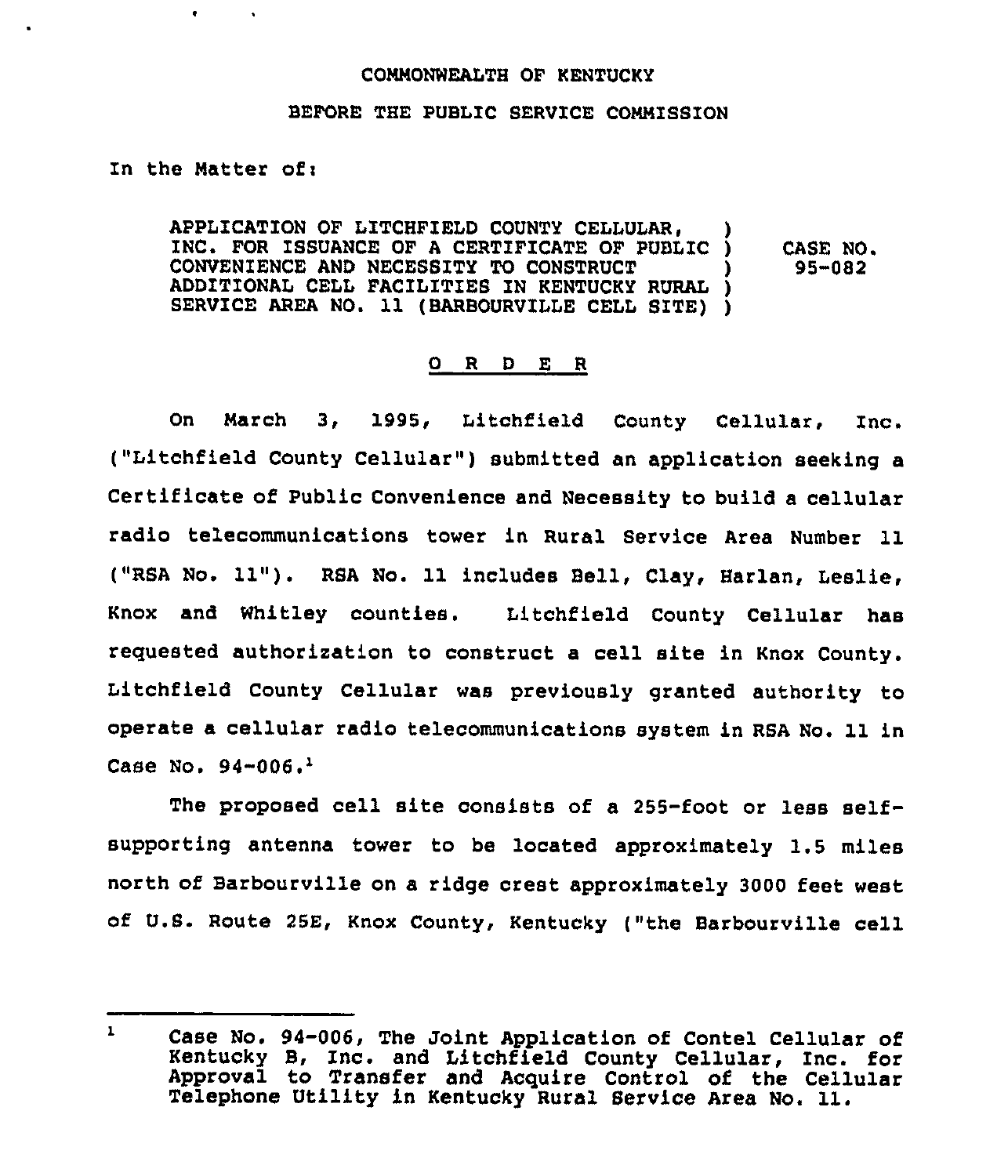COMMONWEALTH OF KENTUCKY

BEFORE THE PUBLIC SERVICE COMMISSION

In the Matter of:

| | | |
|---|---|---|
| APPLICATION OF LITCHFIELD COUNTY CELLULAR, INC. FOR ISSUANCE OF A CERTIFICATE OF PUBLIC CONVENIENCE AND NECESSITY TO CONSTRUCT ADDITIONAL CELL FACILITIES IN KENTUCKY RURAL SERVICE AREA NO. 11 (BARBOURVILLE CELL SITE) | ) | CASE NO. 95-082 |

## O R D E R

On March 3, 1995, Litchfield County Cellular, Inc. ("Litchfield County Cellular") submitted an application seeking a Certificate of Public Convenience and Necessity to build a cellular radio telecommunications tower in Rural Service Area Number 11 ("RSA No. 11"). RSA No. 11 includes Bell, Clay, Harlan, Leslie, Knox and Whitley counties. Litchfield County Cellular has requested authorization to construct a cell site in Knox County. Litchfield County Cellular was previously granted authority to operate a cellular radio telecommunications system in RSA No. 11 in Case No. 94-006.[1]

The proposed cell site consists of a 255-foot or less self-supporting antenna tower to be located approximately 1.5 miles north of Barbourville on a ridge crest approximately 3000 feet west of U.S. Route 25E, Knox County, Kentucky ("the Barbourville cell

---

[1] Case No. 94-006, The Joint Application of Contel Cellular of Kentucky B, Inc. and Litchfield County Cellular, Inc. for Approval to Transfer and Acquire Control of the Cellular Telephone Utility in Kentucky Rural Service Area No. 11.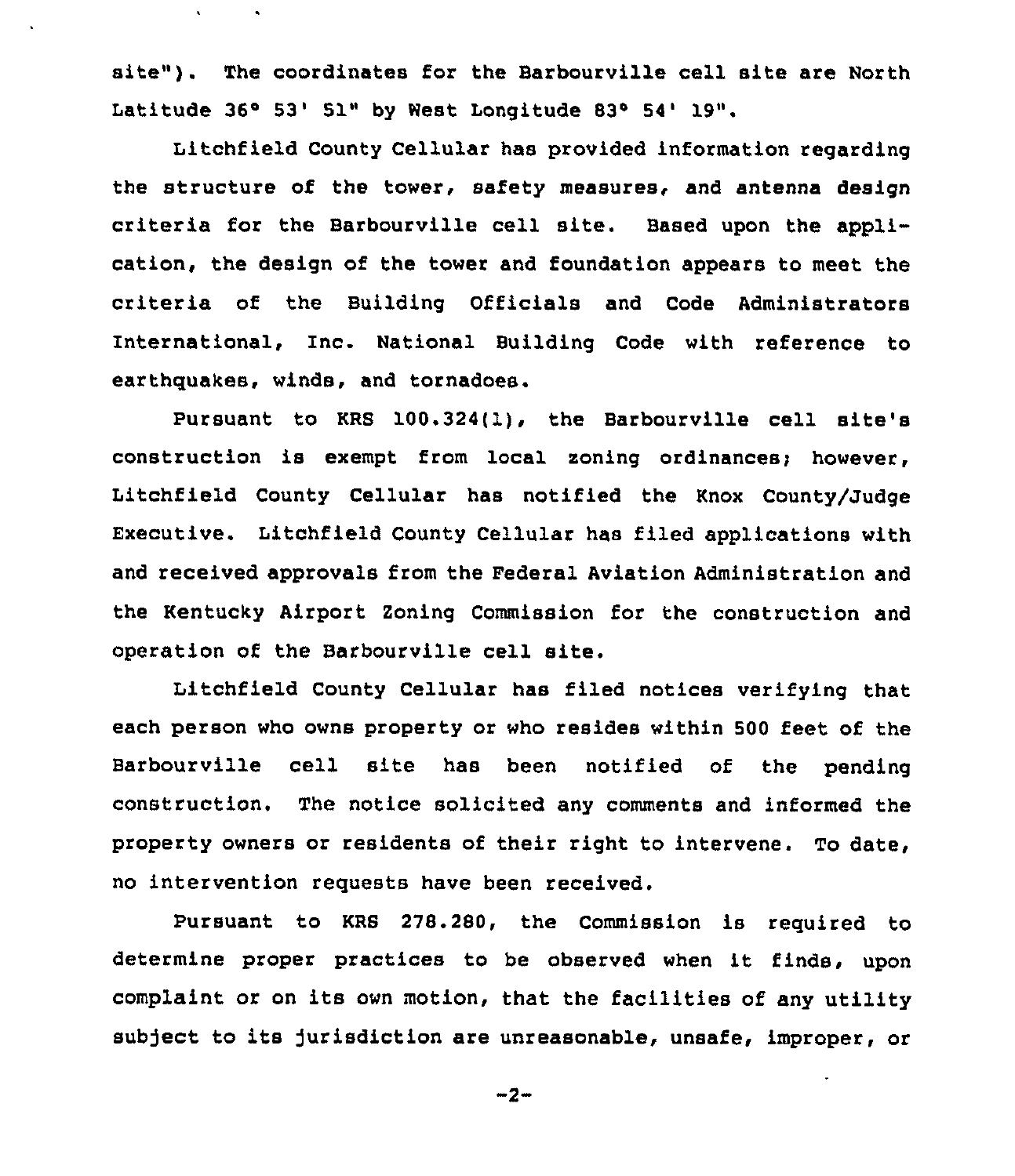site"). The coordinates for the Barbourville cell site are North Latitude 36° 53' 51" by West Longitude 83° 54' 19".

Litchfield County Cellular has provided information regarding the structure of the tower, safety measures, and antenna design criteria for the Barbourville cell site. Based upon the application, the design of the tower and foundation appears to meet the criteria of the Building Officials and Code Administrators International, Inc. National Building Code with reference to earthquakes, winds, and tornadoes.

Pursuant to KRS 100.324(1), the Barbourville cell site's construction is exempt from local zoning ordinances; however, Litchfield County Cellular has notified the Knox County/Judge Executive. Litchfield County Cellular has filed applications with and received approvals from the Federal Aviation Administration and the Kentucky Airport Zoning Commission for the construction and operation of the Barbourville cell site.

Litchfield County Cellular has filed notices verifying that each person who owns property or who resides within 500 feet of the Barbourville cell site has been notified of the pending construction. The notice solicited any comments and informed the property owners or residents of their right to intervene. To date, no intervention requests have been received.

Pursuant to KRS 278.280, the Commission is required to determine proper practices to be observed when it finds, upon complaint or on its own motion, that the facilities of any utility subject to its jurisdiction are unreasonable, unsafe, improper, or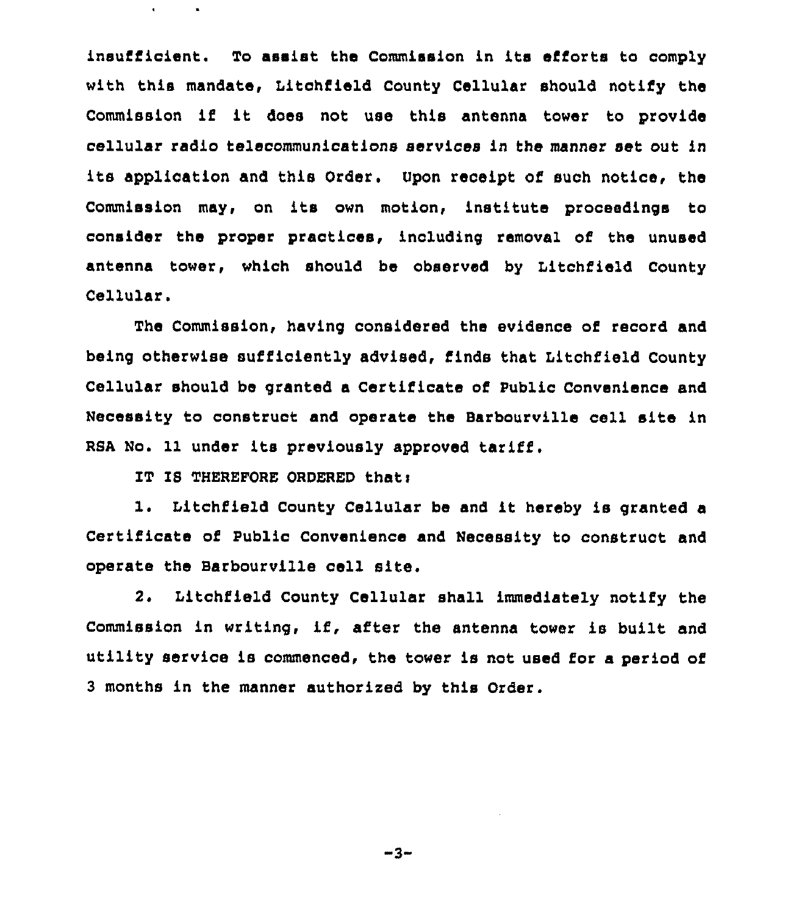insufficient. To assist the Commission in its efforts to comply with this mandate, Litchfield County Cellular should notify the Commission if it does not use this antenna tower to provide cellular radio telecommunications services in the manner set out in its application and this Order. Upon receipt of such notice, the Commission may, on its own motion, institute proceedings to consider the proper practices, including removal of the unused antenna tower, which should be observed by Litchfield County Cellular.

The Commission, having considered the evidence of record and being otherwise sufficiently advised, finds that Litchfield County Cellular should be granted a Certificate of Public Convenience and Necessity to construct and operate the Barbourville cell site in RSA No. 11 under its previously approved tariff.

IT IS THEREFORE ORDERED that:

1. Litchfield County Cellular be and it hereby is granted a Certificate of Public Convenience and Necessity to construct and operate the Barbourville cell site.

2. Litchfield County Cellular shall immediately notify the Commission in writing, if, after the antenna tower is built and utility service is commenced, the tower is not used for a period of 3 months in the manner authorized by this Order.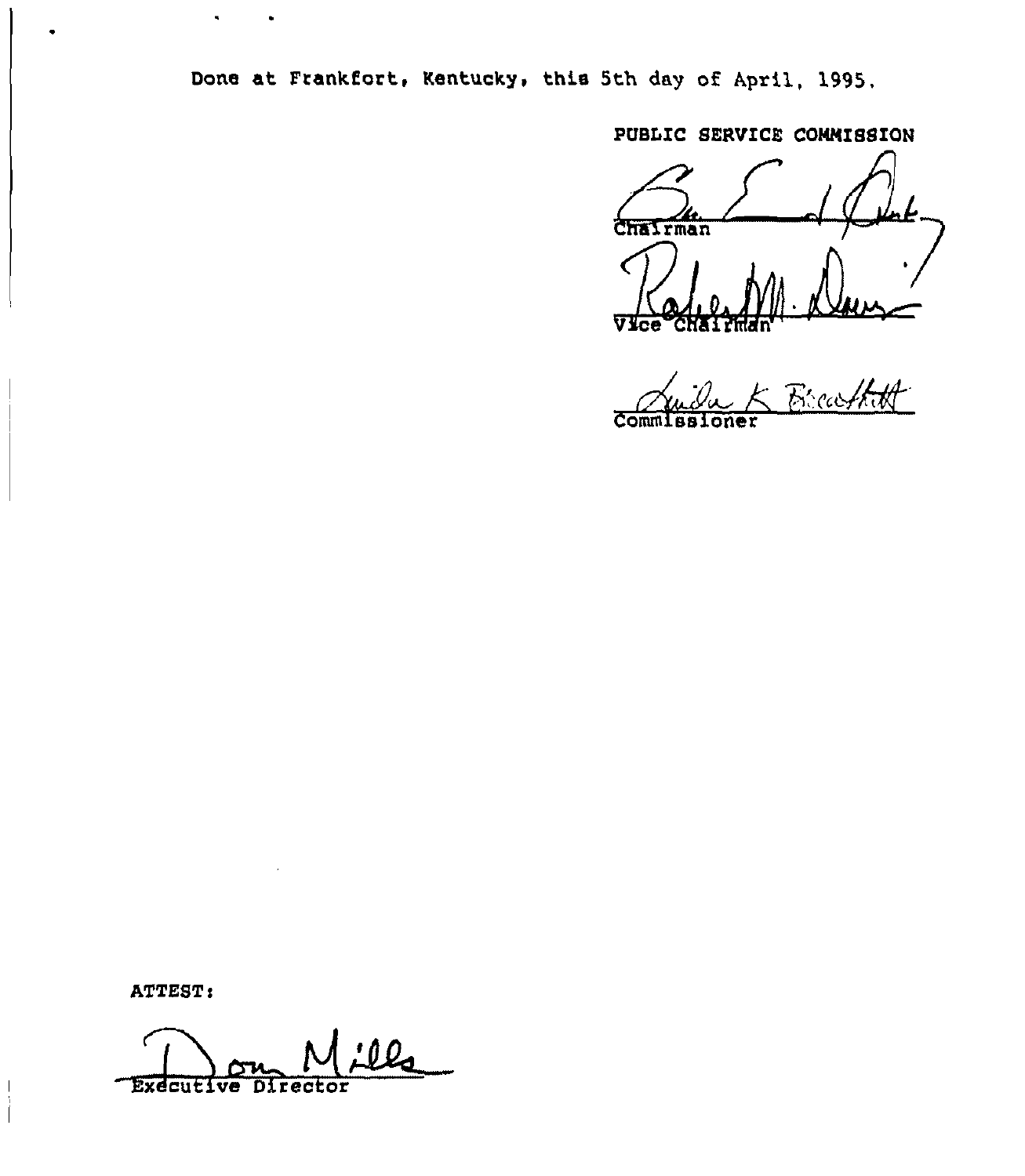Done at Frankfort, Kentucky, this 5th day of April, 1995.

PUBLIC SERVICE COMMISSION

Chairman

Vice Chairman

Commissioner

ATTEST:

Executive Director